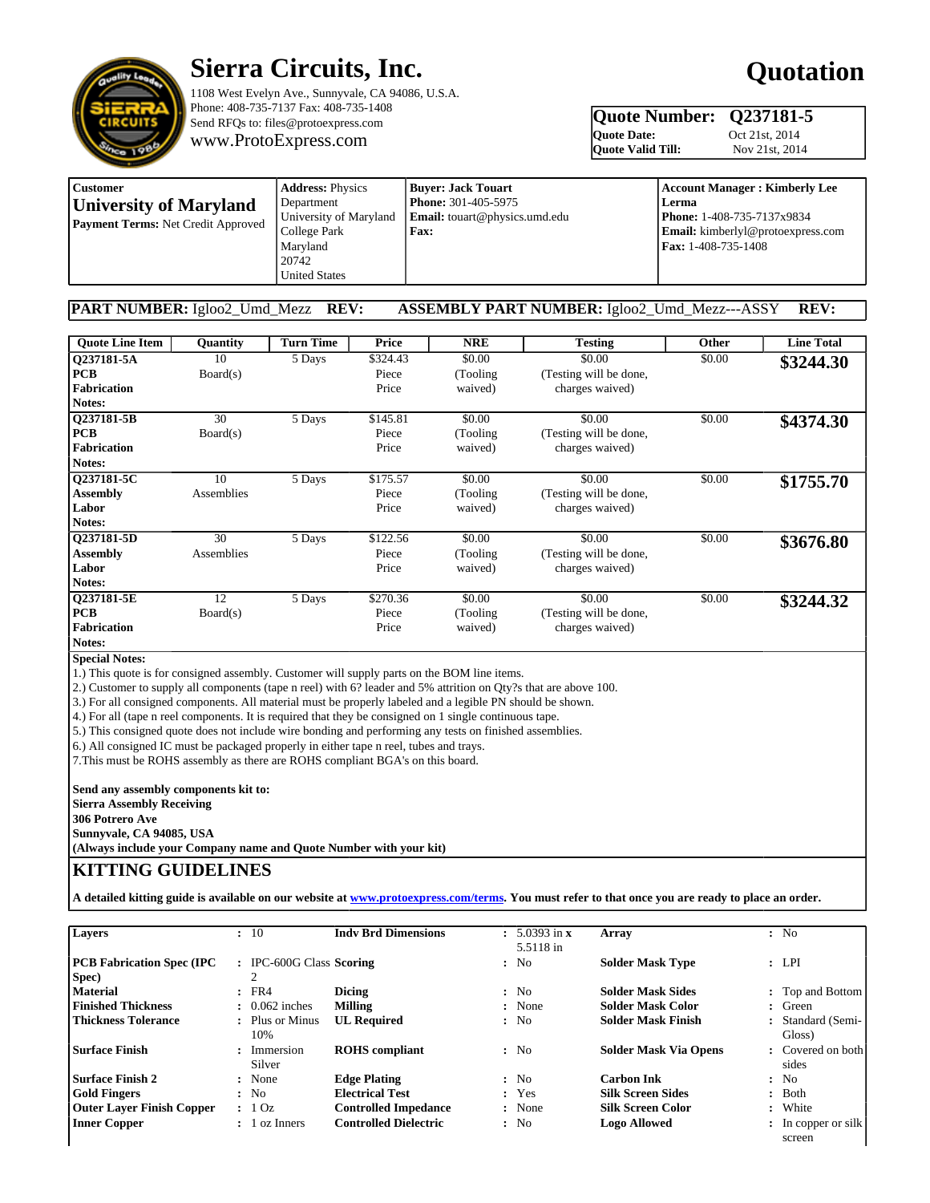# Sierra Circuits, Inc.

1108 West Evelyn Ave., Sunnyvale, CA 94086, U.S.A.
Phone: 408-735-7137 Fax: 408-735-1408
Send RFQs to: files@protoexpress.com
www.ProtoExpress.com

# Quotation

| | |
|---|---|
| **Quote Number:** | **Q237181-5** |
| **Quote Date:** | Oct 21st, 2014 |
| **Quote Valid Till:** | Nov 21st, 2014 |

| Customer | Address | Buyer | Account Manager |
|---|---|---|---|
| **University of Maryland**<br>**Payment Terms:** Net Credit Approved | **Address:** Physics Department University of Maryland College Park Maryland 20742 United States | **Buyer: Jack Touart**<br>**Phone:** 301-405-5975<br>**Email:** touart@physics.umd.edu<br>**Fax:** | **Account Manager : Kimberly Lee Lerma**<br>**Phone:** 1-408-735-7137x9834<br>**Email:** kimberlyl@protoexpress.com<br>**Fax:** 1-408-735-1408 |

**PART NUMBER:** Igloo2_Umd_Mezz **REV:** **ASSEMBLY PART NUMBER:** Igloo2_Umd_Mezz---ASSY **REV:**

| Quote Line Item | Quantity | Turn Time | Price | NRE | Testing | Other | Line Total |
|---|---|---|---|---|---|---|---|
| **Q237181-5A PCB Fabrication Notes:** | 10 Board(s) | 5 Days | $324.43 Piece Price | $0.00 (Tooling waived) | $0.00 (Testing will be done, charges waived) | $0.00 | **$3244.30** |
| **Q237181-5B PCB Fabrication Notes:** | 30 Board(s) | 5 Days | $145.81 Piece Price | $0.00 (Tooling waived) | $0.00 (Testing will be done, charges waived) | $0.00 | **$4374.30** |
| **Q237181-5C Assembly Labor Notes:** | 10 Assemblies | 5 Days | $175.57 Piece Price | $0.00 (Tooling waived) | $0.00 (Testing will be done, charges waived) | $0.00 | **$1755.70** |
| **Q237181-5D Assembly Labor Notes:** | 30 Assemblies | 5 Days | $122.56 Piece Price | $0.00 (Tooling waived) | $0.00 (Testing will be done, charges waived) | $0.00 | **$3676.80** |
| **Q237181-5E PCB Fabrication Notes:** | 12 Board(s) | 5 Days | $270.36 Piece Price | $0.00 (Tooling waived) | $0.00 (Testing will be done, charges waived) | $0.00 | **$3244.32** |

**Special Notes:**
1.) This quote is for consigned assembly. Customer will supply parts on the BOM line items.
2.) Customer to supply all components (tape n reel) with 6? leader and 5% attrition on Qty?s that are above 100.
3.) For all consigned components. All material must be properly labeled and a legible PN should be shown.
4.) For all (tape n reel components. It is required that they be consigned on 1 single continuous tape.
5.) This consigned quote does not include wire bonding and performing any tests on finished assemblies.
6.) All consigned IC must be packaged properly in either tape n reel, tubes and trays.
7.This must be ROHS assembly as there are ROHS compliant BGA's on this board.

**Send any assembly components kit to:**
**Sierra Assembly Receiving**
**306 Potrero Ave**
**Sunnyvale, CA 94085, USA**
**(Always include your Company name and Quote Number with your kit)**

## KITTING GUIDELINES

**A detailed kitting guide is available on our website at www.protoexpress.com/terms. You must refer to that once you are ready to place an order.**

| | | | | | |
|---|---|---|---|---|---|
| **Layers** | : 10 | **Indv Brd Dimensions** | : 5.0393 in x 5.5118 in | **Array** | : No |
| **PCB Fabrication Spec (IPC Spec)** | : IPC-600G Class 2 | **Scoring** | : No | **Solder Mask Type** | : LPI |
| **Material** | : FR4 | **Dicing** | : No | **Solder Mask Sides** | : Top and Bottom |
| **Finished Thickness** | : 0.062 inches | **Milling** | : None | **Solder Mask Color** | : Green |
| **Thickness Tolerance** | : Plus or Minus 10% | **UL Required** | : No | **Solder Mask Finish** | : Standard (Semi-Gloss) |
| **Surface Finish** | : Immersion Silver | **ROHS compliant** | : No | **Solder Mask Via Opens** | : Covered on both sides |
| **Surface Finish 2** | : None | **Edge Plating** | : No | **Carbon Ink** | : No |
| **Gold Fingers** | : No | **Electrical Test** | : Yes | **Silk Screen Sides** | : Both |
| **Outer Layer Finish Copper** | : 1 Oz | **Controlled Impedance** | : None | **Silk Screen Color** | : White |
| **Inner Copper** | : 1 oz Inners | **Controlled Dielectric** | : No | **Logo Allowed** | : In copper or silk screen |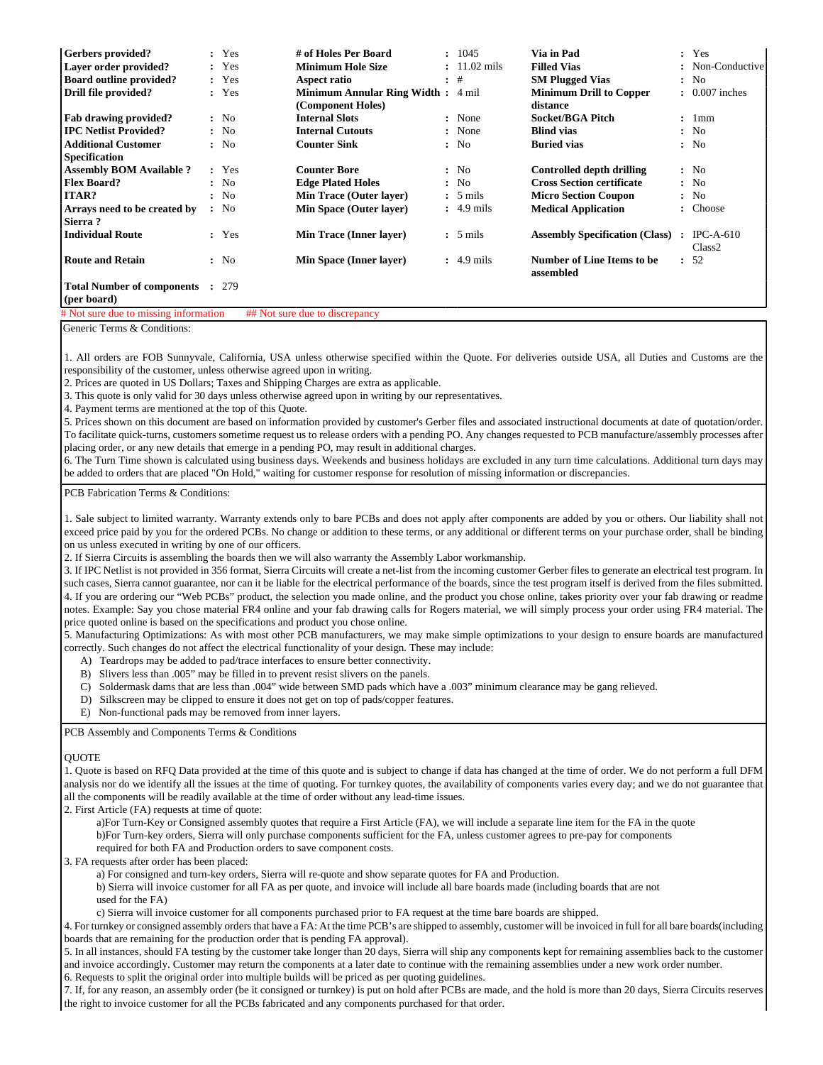| Gerbers provided? | : | Yes | # of Holes Per Board | : | 1045 | Via in Pad | : | Yes |
|---|---|---|---|---|---|---|---|---|
| Layer order provided? | : | Yes | Minimum Hole Size | : | 11.02 mils | Filled Vias | : | Non-Conductive |
| Board outline provided? | : | Yes | Aspect ratio | : | # | SM Plugged Vias | : | No |
| Drill file provided? | : | Yes | Minimum Annular Ring Width (Component Holes) | : | 4 mil | Minimum Drill to Copper distance | : | 0.007 inches |
| Fab drawing provided? | : | No | Internal Slots | : | None | Socket/BGA Pitch | : | 1mm |
| IPC Netlist Provided? | : | No | Internal Cutouts | : | None | Blind vias | : | No |
| Additional Customer Specification | : | No | Counter Sink | : | No | Buried vias | : | No |
| Assembly BOM Available ? | : | Yes | Counter Bore | : | No | Controlled depth drilling | : | No |
| Flex Board? | : | No | Edge Plated Holes | : | No | Cross Section certificate | : | No |
| ITAR? | : | No | Min Trace (Outer layer) | : | 5 mils | Micro Section Coupon | : | No |
| Arrays need to be created by Sierra ? | : | No | Min Space (Outer layer) | : | 4.9 mils | Medical Application | : | Choose |
| Individual Route | : | Yes | Min Trace (Inner layer) | : | 5 mils | Assembly Specification (Class) | : | IPC-A-610 Class2 |
| Route and Retain | : | No | Min Space (Inner layer) | : | 4.9 mils | Number of Line Items to be assembled | : | 52 |
| Total Number of components (per board) | : | 279 | | | | | | |

\# Not sure due to missing information ## Not sure due to discrepancy

Generic Terms & Conditions:

1. All orders are FOB Sunnyvale, California, USA unless otherwise specified within the Quote. For deliveries outside USA, all Duties and Customs are the responsibility of the customer, unless otherwise agreed upon in writing.
2. Prices are quoted in US Dollars; Taxes and Shipping Charges are extra as applicable.
3. This quote is only valid for 30 days unless otherwise agreed upon in writing by our representatives.
4. Payment terms are mentioned at the top of this Quote.
5. Prices shown on this document are based on information provided by customer's Gerber files and associated instructional documents at date of quotation/order. To facilitate quick-turns, customers sometime request us to release orders with a pending PO. Any changes requested to PCB manufacture/assembly processes after placing order, or any new details that emerge in a pending PO, may result in additional charges.
6. The Turn Time shown is calculated using business days. Weekends and business holidays are excluded in any turn time calculations. Additional turn days may be added to orders that are placed "On Hold," waiting for customer response for resolution of missing information or discrepancies.

PCB Fabrication Terms & Conditions:

1. Sale subject to limited warranty. Warranty extends only to bare PCBs and does not apply after components are added by you or others. Our liability shall not exceed price paid by you for the ordered PCBs. No change or addition to these terms, or any additional or different terms on your purchase order, shall be binding on us unless executed in writing by one of our officers.
2. If Sierra Circuits is assembling the boards then we will also warranty the Assembly Labor workmanship.
3. If IPC Netlist is not provided in 356 format, Sierra Circuits will create a net-list from the incoming customer Gerber files to generate an electrical test program. In such cases, Sierra cannot guarantee, nor can it be liable for the electrical performance of the boards, since the test program itself is derived from the files submitted.
4. If you are ordering our "Web PCBs" product, the selection you made online, and the product you chose online, takes priority over your fab drawing or readme notes. Example: Say you chose material FR4 online and your fab drawing calls for Rogers material, we will simply process your order using FR4 material. The price quoted online is based on the specifications and product you chose online.
5. Manufacturing Optimizations: As with most other PCB manufacturers, we may make simple optimizations to your design to ensure boards are manufactured correctly. Such changes do not affect the electrical functionality of your design. These may include:
   A) Teardrops may be added to pad/trace interfaces to ensure better connectivity.
   B) Slivers less than .005" may be filled in to prevent resist slivers on the panels.
   C) Soldermask dams that are less than .004" wide between SMD pads which have a .003" minimum clearance may be gang relieved.
   D) Silkscreen may be clipped to ensure it does not get on top of pads/copper features.
   E) Non-functional pads may be removed from inner layers.

PCB Assembly and Components Terms & Conditions

QUOTE

1. Quote is based on RFQ Data provided at the time of this quote and is subject to change if data has changed at the time of order. We do not perform a full DFM analysis nor do we identify all the issues at the time of quoting. For turnkey quotes, the availability of components varies every day; and we do not guarantee that all the components will be readily available at the time of order without any lead-time issues.
2. First Article (FA) requests at time of quote:
   a)For Turn-Key or Consigned assembly quotes that require a First Article (FA), we will include a separate line item for the FA in the quote
   b)For Turn-key orders, Sierra will only purchase components sufficient for the FA, unless customer agrees to pre-pay for components required for both FA and Production orders to save component costs.
3. FA requests after order has been placed:
   a) For consigned and turn-key orders, Sierra will re-quote and show separate quotes for FA and Production.
   b) Sierra will invoice customer for all FA as per quote, and invoice will include all bare boards made (including boards that are not used for the FA)
   c) Sierra will invoice customer for all components purchased prior to FA request at the time bare boards are shipped.
4. For turnkey or consigned assembly orders that have a FA: At the time PCB's are shipped to assembly, customer will be invoiced in full for all bare boards(including boards that are remaining for the production order that is pending FA approval).
5. In all instances, should FA testing by the customer take longer than 20 days, Sierra will ship any components kept for remaining assemblies back to the customer and invoice accordingly. Customer may return the components at a later date to continue with the remaining assemblies under a new work order number.
6. Requests to split the original order into multiple builds will be priced as per quoting guidelines.
7. If, for any reason, an assembly order (be it consigned or turnkey) is put on hold after PCBs are made, and the hold is more than 20 days, Sierra Circuits reserves the right to invoice customer for all the PCBs fabricated and any components purchased for that order.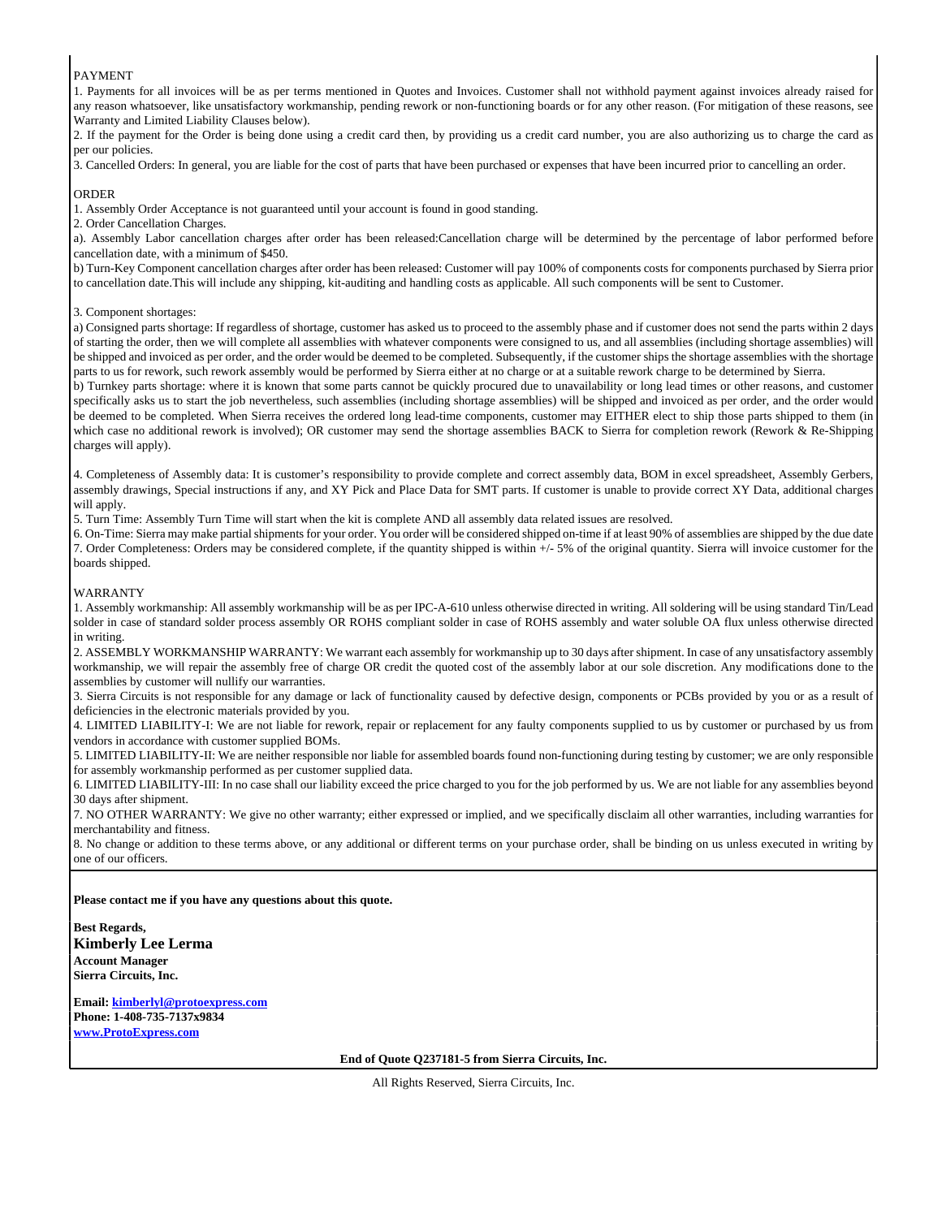PAYMENT

1. Payments for all invoices will be as per terms mentioned in Quotes and Invoices. Customer shall not withhold payment against invoices already raised for any reason whatsoever, like unsatisfactory workmanship, pending rework or non-functioning boards or for any other reason. (For mitigation of these reasons, see Warranty and Limited Liability Clauses below).
2. If the payment for the Order is being done using a credit card then, by providing us a credit card number, you are also authorizing us to charge the card as per our policies.
3. Cancelled Orders: In general, you are liable for the cost of parts that have been purchased or expenses that have been incurred prior to cancelling an order.

ORDER

1. Assembly Order Acceptance is not guaranteed until your account is found in good standing.
2. Order Cancellation Charges.

a). Assembly Labor cancellation charges after order has been released:Cancellation charge will be determined by the percentage of labor performed before cancellation date, with a minimum of $450.

b) Turn-Key Component cancellation charges after order has been released: Customer will pay 100% of components costs for components purchased by Sierra prior to cancellation date.This will include any shipping, kit-auditing and handling costs as applicable. All such components will be sent to Customer.

3. Component shortages:

a) Consigned parts shortage: If regardless of shortage, customer has asked us to proceed to the assembly phase and if customer does not send the parts within 2 days of starting the order, then we will complete all assemblies with whatever components were consigned to us, and all assemblies (including shortage assemblies) will be shipped and invoiced as per order, and the order would be deemed to be completed. Subsequently, if the customer ships the shortage assemblies with the shortage parts to us for rework, such rework assembly would be performed by Sierra either at no charge or at a suitable rework charge to be determined by Sierra.

b) Turnkey parts shortage: where it is known that some parts cannot be quickly procured due to unavailability or long lead times or other reasons, and customer specifically asks us to start the job nevertheless, such assemblies (including shortage assemblies) will be shipped and invoiced as per order, and the order would be deemed to be completed. When Sierra receives the ordered long lead-time components, customer may EITHER elect to ship those parts shipped to them (in which case no additional rework is involved); OR customer may send the shortage assemblies BACK to Sierra for completion rework (Rework & Re-Shipping charges will apply).

4. Completeness of Assembly data: It is customer's responsibility to provide complete and correct assembly data, BOM in excel spreadsheet, Assembly Gerbers, assembly drawings, Special instructions if any, and XY Pick and Place Data for SMT parts. If customer is unable to provide correct XY Data, additional charges will apply.
5. Turn Time: Assembly Turn Time will start when the kit is complete AND all assembly data related issues are resolved.
6. On-Time: Sierra may make partial shipments for your order. You order will be considered shipped on-time if at least 90% of assemblies are shipped by the due date
7. Order Completeness: Orders may be considered complete, if the quantity shipped is within +/- 5% of the original quantity. Sierra will invoice customer for the boards shipped.

WARRANTY

1. Assembly workmanship: All assembly workmanship will be as per IPC-A-610 unless otherwise directed in writing. All soldering will be using standard Tin/Lead solder in case of standard solder process assembly OR ROHS compliant solder in case of ROHS assembly and water soluble OA flux unless otherwise directed in writing.
2. ASSEMBLY WORKMANSHIP WARRANTY: We warrant each assembly for workmanship up to 30 days after shipment. In case of any unsatisfactory assembly workmanship, we will repair the assembly free of charge OR credit the quoted cost of the assembly labor at our sole discretion. Any modifications done to the assemblies by customer will nullify our warranties.
3. Sierra Circuits is not responsible for any damage or lack of functionality caused by defective design, components or PCBs provided by you or as a result of deficiencies in the electronic materials provided by you.
4. LIMITED LIABILITY-I: We are not liable for rework, repair or replacement for any faulty components supplied to us by customer or purchased by us from vendors in accordance with customer supplied BOMs.
5. LIMITED LIABILITY-II: We are neither responsible nor liable for assembled boards found non-functioning during testing by customer; we are only responsible for assembly workmanship performed as per customer supplied data.
6. LIMITED LIABILITY-III: In no case shall our liability exceed the price charged to you for the job performed by us. We are not liable for any assemblies beyond 30 days after shipment.
7. NO OTHER WARRANTY: We give no other warranty; either expressed or implied, and we specifically disclaim all other warranties, including warranties for merchantability and fitness.
8. No change or addition to these terms above, or any additional or different terms on your purchase order, shall be binding on us unless executed in writing by one of our officers.

**Please contact me if you have any questions about this quote.**

**Best Regards,**
**Kimberly Lee Lerma**
**Account Manager**
**Sierra Circuits, Inc.**

**Email: kimberlyl@protoexpress.com**
**Phone: 1-408-735-7137x9834**
**www.ProtoExpress.com**

**End of Quote Q237181-5 from Sierra Circuits, Inc.**

All Rights Reserved, Sierra Circuits, Inc.